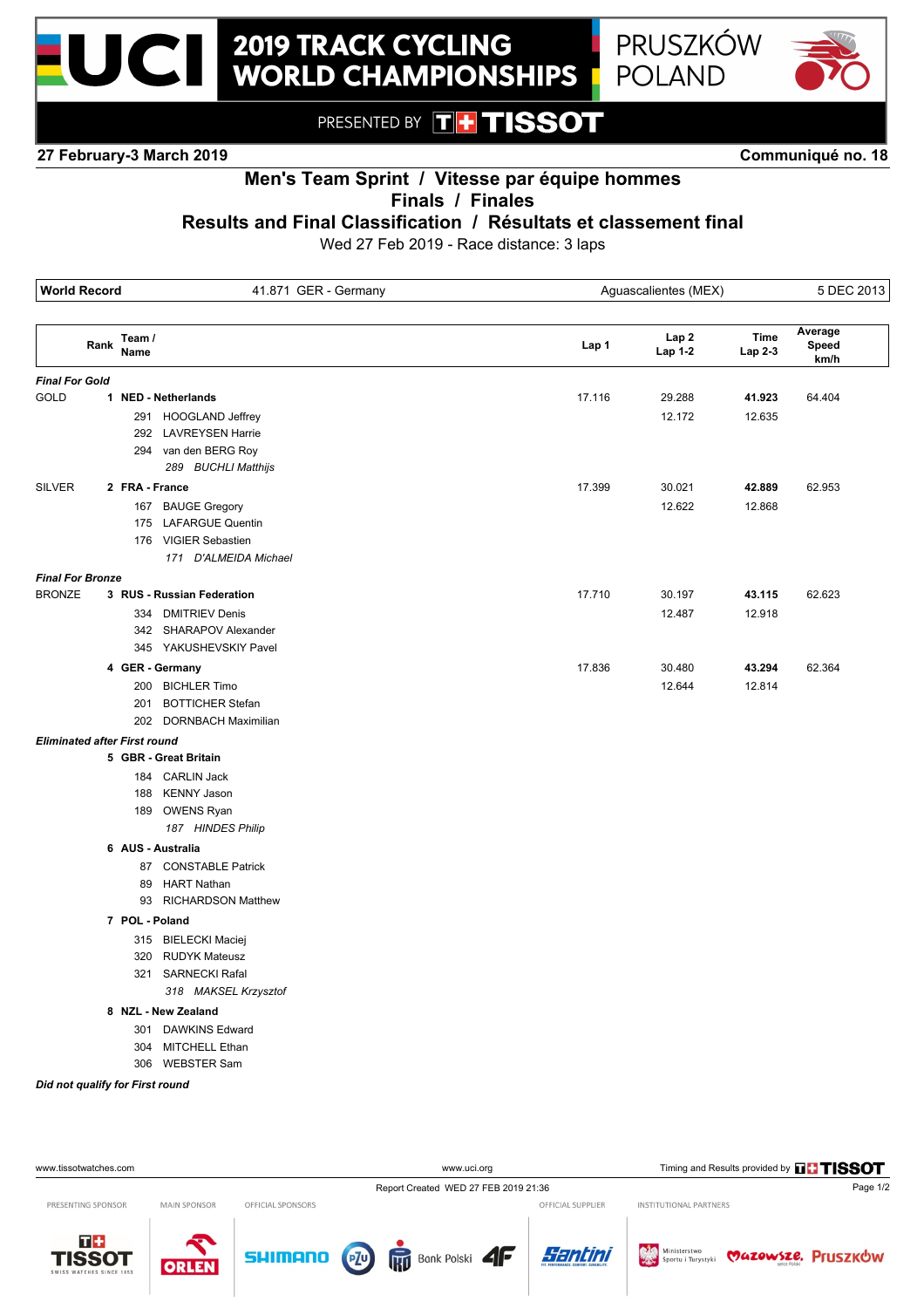# 2019 TRACK CYCLING WORLD CHAMPIONSHIPS

PRUSZKÓW POLAND

PRESENTED BY TISSOT

**27 February-3 March 2019** **Communiqué no. 18**

## Men's Team Sprint / Vitesse par équipe hommes
## Finals / Finales
## Results and Final Classification / Résultats et classement final

Wed 27 Feb 2019 - Race distance: 3 laps

| **World Record** | 41.871 GER - Germany | Aguascalientes (MEX) | 5 DEC 2013 |
|---|---|---|---|

| | Rank | Team / Name | Lap 1 | Lap 2 / Lap 1-2 | Time / Lap 2-3 | Average Speed km/h |
|---|---|---|---|---|---|---|
| ***Final For Gold*** | | | | | | |
| GOLD | 1 | **NED - Netherlands** | 17.116 | 29.288 | **41.923** | 64.404 |
| | | 291 HOOGLAND Jeffrey | | 12.172 | 12.635 | |
| | | 292 LAVREYSEN Harrie | | | | |
| | | 294 van den BERG Roy | | | | |
| | | *289 BUCHLI Matthijs* | | | | |
| SILVER | 2 | **FRA - France** | 17.399 | 30.021 | **42.889** | 62.953 |
| | | 167 BAUGE Gregory | | 12.622 | 12.868 | |
| | | 175 LAFARGUE Quentin | | | | |
| | | 176 VIGIER Sebastien | | | | |
| | | *171 D'ALMEIDA Michael* | | | | |
| ***Final For Bronze*** | | | | | | |
| BRONZE | 3 | **RUS - Russian Federation** | 17.710 | 30.197 | **43.115** | 62.623 |
| | | 334 DMITRIEV Denis | | 12.487 | 12.918 | |
| | | 342 SHARAPOV Alexander | | | | |
| | | 345 YAKUSHEVSKIY Pavel | | | | |
| | 4 | **GER - Germany** | 17.836 | 30.480 | **43.294** | 62.364 |
| | | 200 BICHLER Timo | | 12.644 | 12.814 | |
| | | 201 BOTTICHER Stefan | | | | |
| | | 202 DORNBACH Maximilian | | | | |
| ***Eliminated after First round*** | | | | | | |
| | 5 | **GBR - Great Britain** | | | | |
| | | 184 CARLIN Jack | | | | |
| | | 188 KENNY Jason | | | | |
| | | 189 OWENS Ryan | | | | |
| | | *187 HINDES Philip* | | | | |
| | 6 | **AUS - Australia** | | | | |
| | | 87 CONSTABLE Patrick | | | | |
| | | 89 HART Nathan | | | | |
| | | 93 RICHARDSON Matthew | | | | |
| | 7 | **POL - Poland** | | | | |
| | | 315 BIELECKI Maciej | | | | |
| | | 320 RUDYK Mateusz | | | | |
| | | 321 SARNECKI Rafal | | | | |
| | | *318 MAKSEL Krzysztof* | | | | |
| | 8 | **NZL - New Zealand** | | | | |
| | | 301 DAWKINS Edward | | | | |
| | | 304 MITCHELL Ethan | | | | |
| | | 306 WEBSTER Sam | | | | |
| ***Did not qualify for First round*** | | | | | | |

www.tissotwatches.com www.uci.org Timing and Results provided by TISSOT

Report Created WED 27 FEB 2019 21:36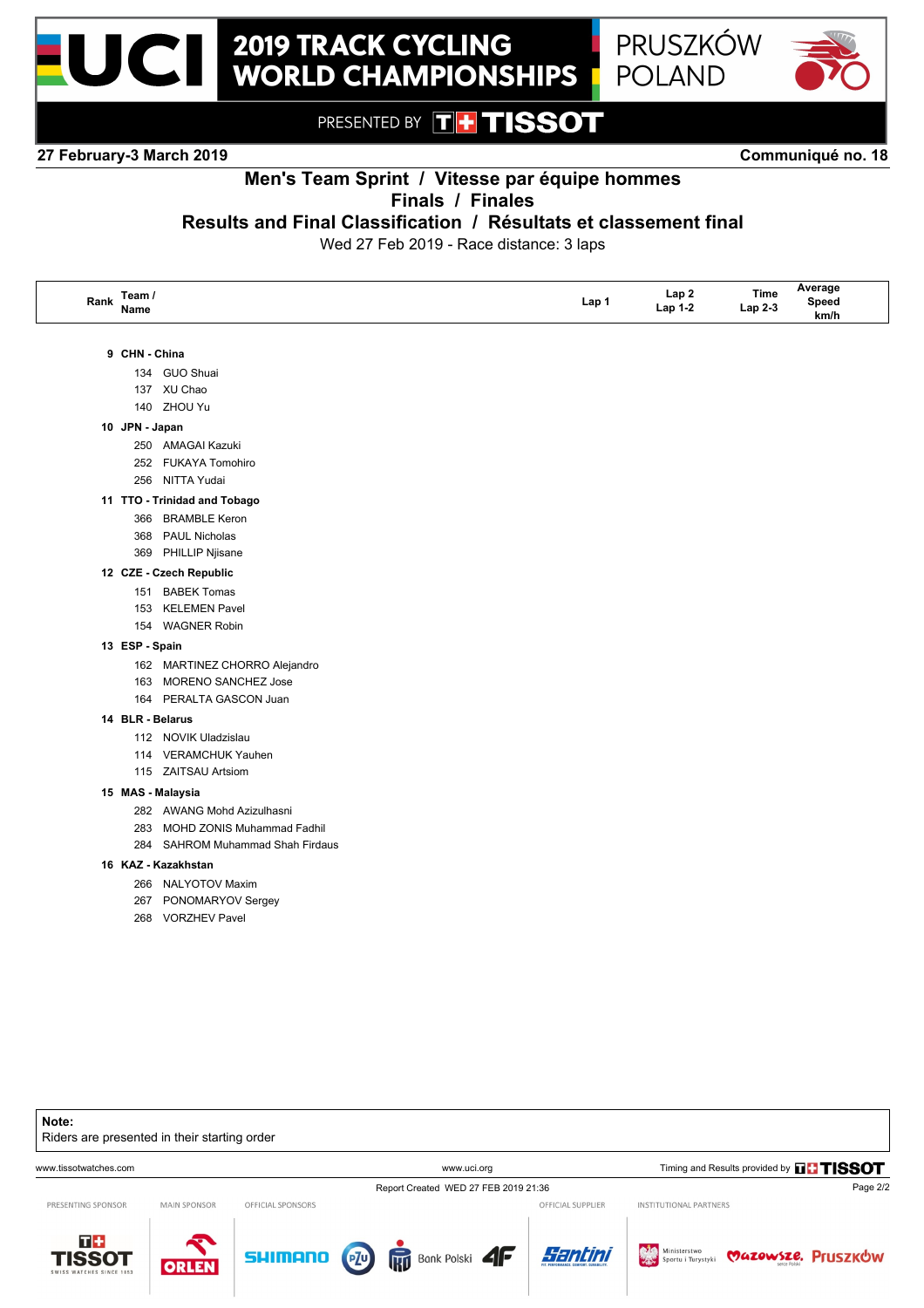# 2019 TRACK CYCLING WORLD CHAMPIONSHIPS

PRUSZKÓW POLAND

PRESENTED BY TISSOT

**27 February-3 March 2019** **Communiqué no. 18**

## Men's Team Sprint / Vitesse par équipe hommes
## Finals / Finales
## Results and Final Classification / Résultats et classement final

Wed 27 Feb 2019 - Race distance: 3 laps

| Rank | Team / Name | Lap 1 | Lap 2 Lap 1-2 | Time Lap 2-3 | Average Speed km/h |
|---|---|---|---|---|---|
| 9 | **CHN - China** | | | | |
| | 134 GUO Shuai | | | | |
| | 137 XU Chao | | | | |
| | 140 ZHOU Yu | | | | |
| 10 | **JPN - Japan** | | | | |
| | 250 AMAGAI Kazuki | | | | |
| | 252 FUKAYA Tomohiro | | | | |
| | 256 NITTA Yudai | | | | |
| 11 | **TTO - Trinidad and Tobago** | | | | |
| | 366 BRAMBLE Keron | | | | |
| | 368 PAUL Nicholas | | | | |
| | 369 PHILLIP Njisane | | | | |
| 12 | **CZE - Czech Republic** | | | | |
| | 151 BABEK Tomas | | | | |
| | 153 KELEMEN Pavel | | | | |
| | 154 WAGNER Robin | | | | |
| 13 | **ESP - Spain** | | | | |
| | 162 MARTINEZ CHORRO Alejandro | | | | |
| | 163 MORENO SANCHEZ Jose | | | | |
| | 164 PERALTA GASCON Juan | | | | |
| 14 | **BLR - Belarus** | | | | |
| | 112 NOVIK Uladzislau | | | | |
| | 114 VERAMCHUK Yauhen | | | | |
| | 115 ZAITSAU Artsiom | | | | |
| 15 | **MAS - Malaysia** | | | | |
| | 282 AWANG Mohd Azizulhasni | | | | |
| | 283 MOHD ZONIS Muhammad Fadhil | | | | |
| | 284 SAHROM Muhammad Shah Firdaus | | | | |
| 16 | **KAZ - Kazakhstan** | | | | |
| | 266 NALYOTOV Maxim | | | | |
| | 267 PONOMARYOV Sergey | | | | |
| | 268 VORZHEV Pavel | | | | |

**Note:**
Riders are presented in their starting order

www.tissotwatches.com www.uci.org Timing and Results provided by TISSOT

Report Created WED 27 FEB 2019 21:36

PRESENTING SPONSOR: TISSOT — MAIN SPONSOR: ORLEN — OFFICIAL SPONSORS: SHIMANO, PZU, Bank Polski, 4F — OFFICIAL SUPPLIER: Santini — INSTITUTIONAL PARTNERS: Ministerstwo Sportu i Turystyki, Mazowsze, Pruszków